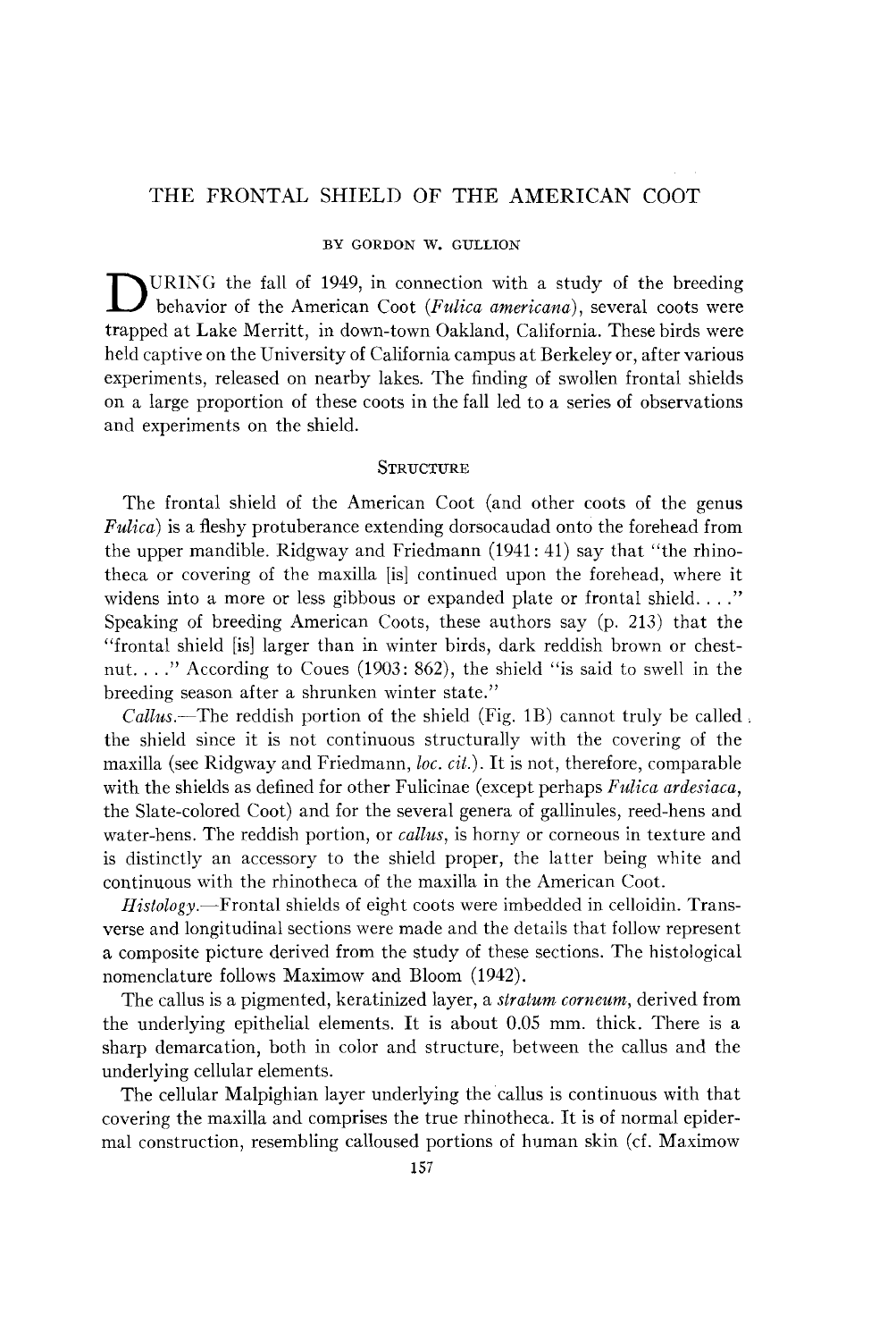# THE FRONTAL SHIELD OF THE AMERICAN COOT

BY GORDON W. GULLION

DURING the fall of 1949, in connection with a study of the breeding behavior of the American Coot (*Fulica americana*), several coots were trapped at Lake Merritt, in down-town Oakland, California. These birds were held captive on the University of California campus at Berkeley or, after various experiments, released on nearby lakes. The finding of swollen frontal shields on a large proportion of these coots in the fall led to a series of observations and experiments on the shield.

## STRUCTURE

The frontal shield of the American Coot (and other coots of the genus *Fulica*) is a fleshy protuberance extending dorsocaudad onto the forehead from the upper mandible. Ridgway and Friedmann (1941: 41) say that "the rhinotheca or covering of the maxilla [is] continued upon the forehead, where it widens into a more or less gibbous or expanded plate or frontal shield. . . ." Speaking of breeding American Coots, these authors say (p. 213) that the "frontal shield [is] larger than in winter birds, dark reddish brown or chestnut. . . ." According to Coues (1903: 862), the shield "is said to swell in the breeding season after a shrunken winter state."

*Callus.*—The reddish portion of the shield (Fig. 1B) cannot truly be called the shield since it is not continuous structurally with the covering of the maxilla (see Ridgway and Friedmann, *loc. cit.*). It is not, therefore, comparable with the shields as defined for other Fulicinae (except perhaps *Fulica ardesiaca*, the Slate-colored Coot) and for the several genera of gallinules, reed-hens and water-hens. The reddish portion, or *callus*, is horny or corneous in texture and is distinctly an accessory to the shield proper, the latter being white and continuous with the rhinotheca of the maxilla in the American Coot.

*Histology.*—Frontal shields of eight coots were imbedded in celloidin. Transverse and longitudinal sections were made and the details that follow represent a composite picture derived from the study of these sections. The histological nomenclature follows Maximow and Bloom (1942).

The callus is a pigmented, keratinized layer, a *stratum corneum*, derived from the underlying epithelial elements. It is about 0.05 mm. thick. There is a sharp demarcation, both in color and structure, between the callus and the underlying cellular elements.

The cellular Malpighian layer underlying the callus is continuous with that covering the maxilla and comprises the true rhinotheca. It is of normal epidermal construction, resembling calloused portions of human skin (cf. Maximow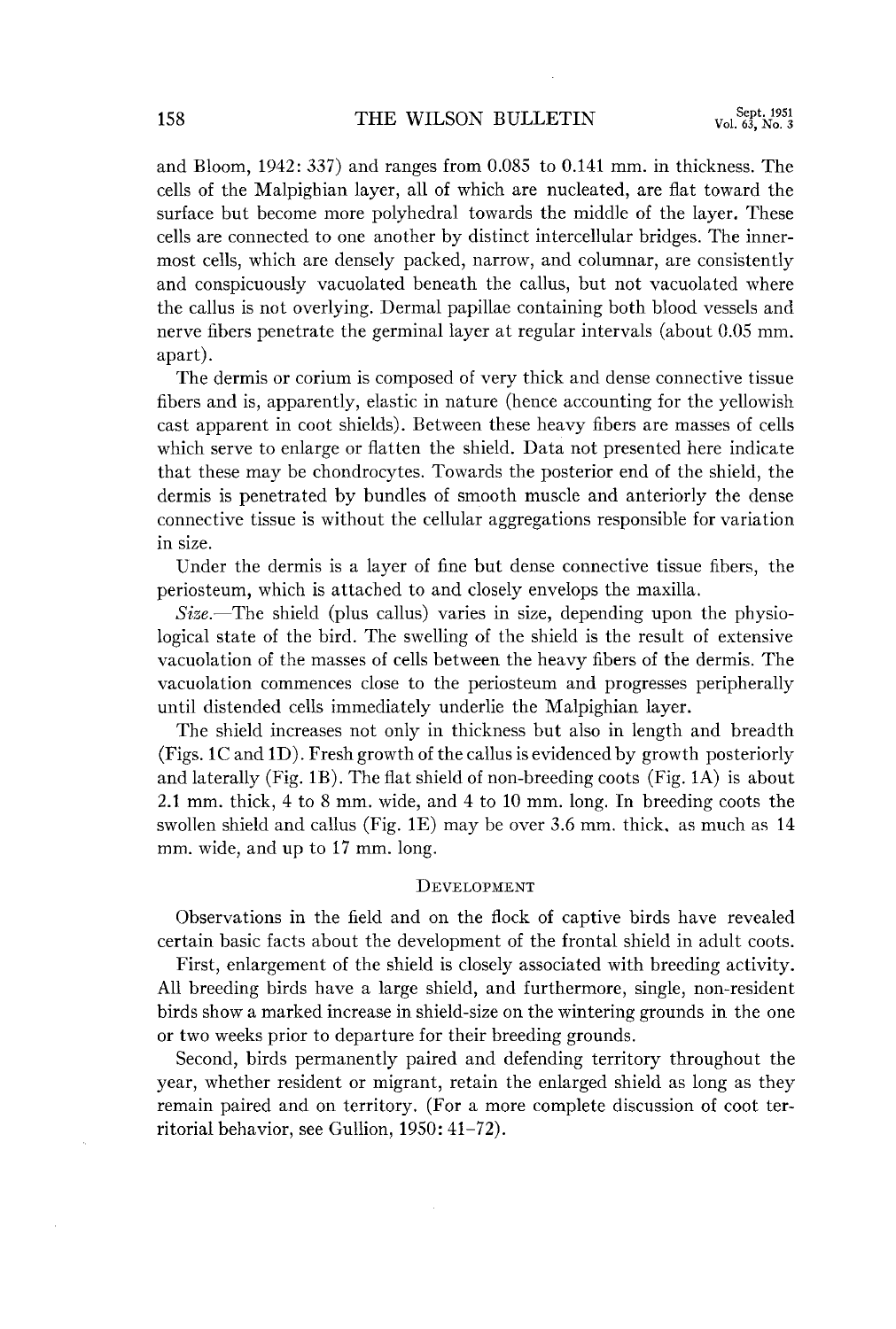and Bloom, 1942: 337) and ranges from 0.085 to 0.141 mm. in thickness. The cells of the Malpighian layer, all of which are nucleated, are flat toward the surface but become more polyhedral towards the middle of the layer. These cells are connected to one another by distinct intercellular bridges. The innermost cells, which are densely packed, narrow, and columnar, are consistently and conspicuously vacuolated beneath the callus, but not vacuolated where the callus is not overlying. Dermal papillae containing both blood vessels and nerve fibers penetrate the germinal layer at regular intervals (about 0.05 mm. apart).

The dermis or corium is composed of very thick and dense connective tissue fibers and is, apparently, elastic in nature (hence accounting for the yellowish cast apparent in coot shields). Between these heavy fibers are masses of cells which serve to enlarge or flatten the shield. Data not presented here indicate that these may be chondrocytes. Towards the posterior end of the shield, the dermis is penetrated by bundles of smooth muscle and anteriorly the dense connective tissue is without the cellular aggregations responsible for variation in size.

Under the dermis is a layer of fine but dense connective tissue fibers, the periosteum, which is attached to and closely envelops the maxilla.

*Size.*—The shield (plus callus) varies in size, depending upon the physiological state of the bird. The swelling of the shield is the result of extensive vacuolation of the masses of cells between the heavy fibers of the dermis. The vacuolation commences close to the periosteum and progresses peripherally until distended cells immediately underlie the Malpighian layer.

The shield increases not only in thickness but also in length and breadth (Figs. 1C and 1D). Fresh growth of the callus is evidenced by growth posteriorly and laterally (Fig. 1B). The flat shield of non-breeding coots (Fig. 1A) is about 2.1 mm. thick, 4 to 8 mm. wide, and 4 to 10 mm. long. In breeding coots the swollen shield and callus (Fig. 1E) may be over 3.6 mm. thick, as much as 14 mm. wide, and up to 17 mm. long.

## Development

Observations in the field and on the flock of captive birds have revealed certain basic facts about the development of the frontal shield in adult coots.

First, enlargement of the shield is closely associated with breeding activity. All breeding birds have a large shield, and furthermore, single, non-resident birds show a marked increase in shield-size on the wintering grounds in the one or two weeks prior to departure for their breeding grounds.

Second, birds permanently paired and defending territory throughout the year, whether resident or migrant, retain the enlarged shield as long as they remain paired and on territory. (For a more complete discussion of coot territorial behavior, see Gullion, 1950: 41–72).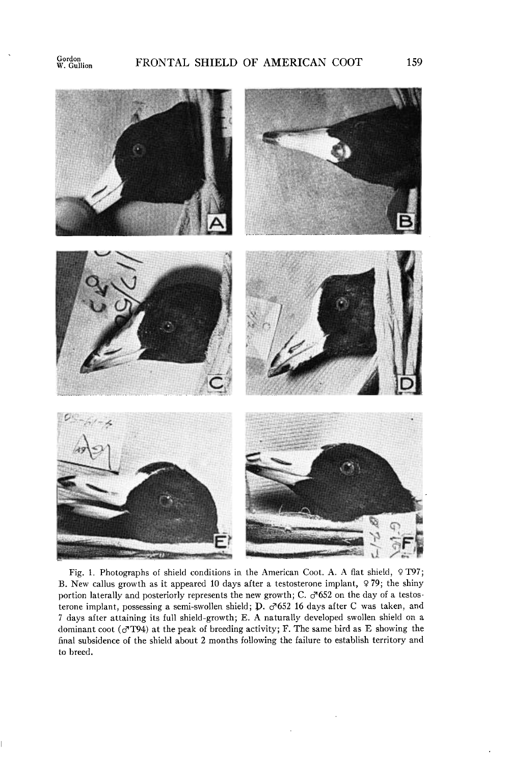Fig. 1. Photographs of shield conditions in the American Coot. A. A flat shield, ♀ T97; B. New callus growth as it appeared 10 days after a testosterone implant, ♀ 79; the shiny portion laterally and posteriorly represents the new growth; C. ♂652 on the day of a testosterone implant, possessing a semi-swollen shield; D. ♂652 16 days after C was taken, and 7 days after attaining its full shield-growth; E. A naturally developed swollen shield on a dominant coot (♂T94) at the peak of breeding activity; F. The same bird as E showing the final subsidence of the shield about 2 months following the failure to establish territory and to breed.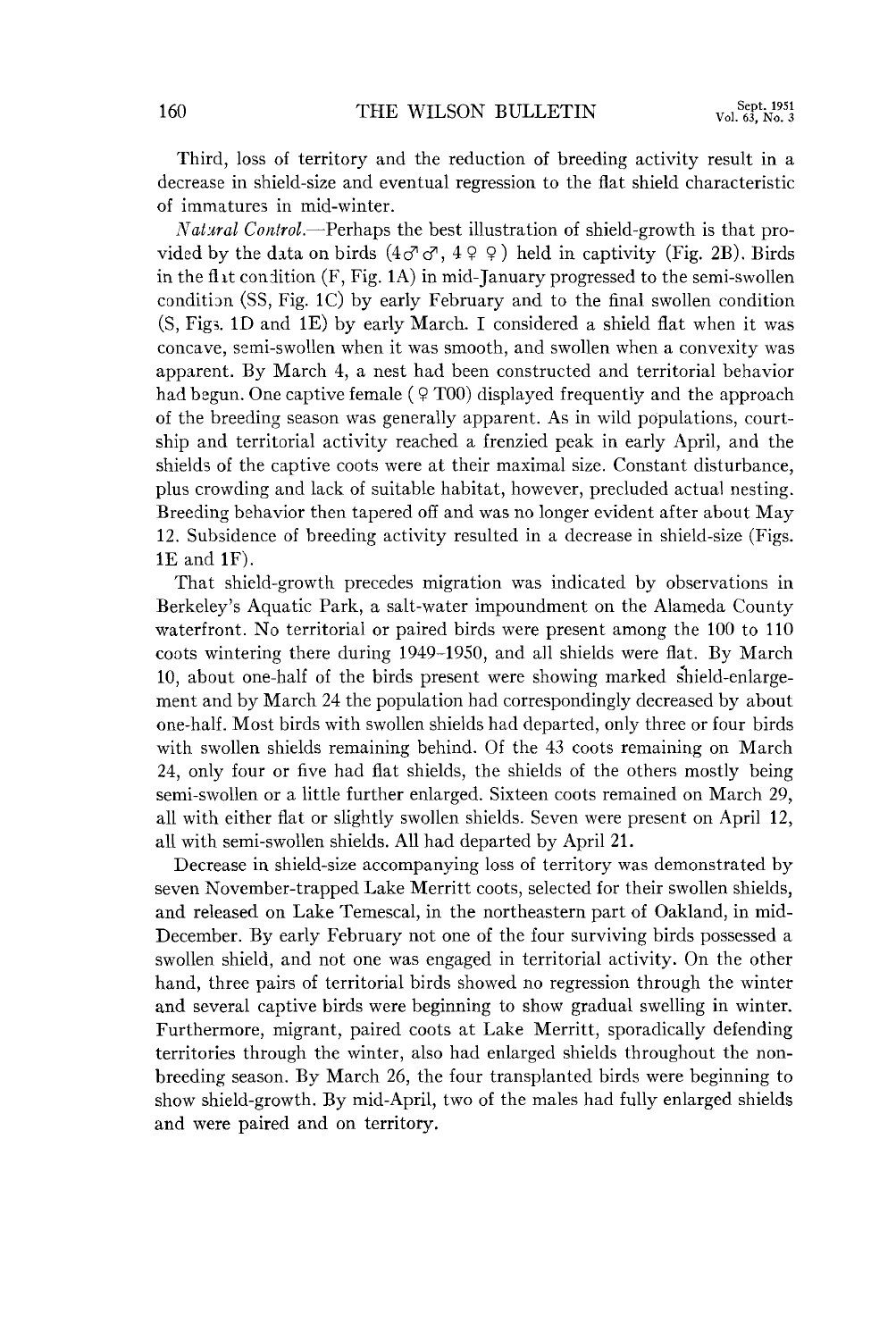Third, loss of territory and the reduction of breeding activity result in a decrease in shield-size and eventual regression to the flat shield characteristic of immatures in mid-winter.

*Natural Control.*—Perhaps the best illustration of shield-growth is that provided by the data on birds (4♂♂, 4♀♀) held in captivity (Fig. 2B). Birds in the flat condition (F, Fig. 1A) in mid-January progressed to the semi-swollen condition (SS, Fig. 1C) by early February and to the final swollen condition (S, Figs. 1D and 1E) by early March. I considered a shield flat when it was concave, semi-swollen when it was smooth, and swollen when a convexity was apparent. By March 4, a nest had been constructed and territorial behavior had begun. One captive female (♀ T00) displayed frequently and the approach of the breeding season was generally apparent. As in wild populations, courtship and territorial activity reached a frenzied peak in early April, and the shields of the captive coots were at their maximal size. Constant disturbance, plus crowding and lack of suitable habitat, however, precluded actual nesting. Breeding behavior then tapered off and was no longer evident after about May 12. Subsidence of breeding activity resulted in a decrease in shield-size (Figs. 1E and 1F).

That shield-growth precedes migration was indicated by observations in Berkeley's Aquatic Park, a salt-water impoundment on the Alameda County waterfront. No territorial or paired birds were present among the 100 to 110 coots wintering there during 1949–1950, and all shields were flat. By March 10, about one-half of the birds present were showing marked shield-enlargement and by March 24 the population had correspondingly decreased by about one-half. Most birds with swollen shields had departed, only three or four birds with swollen shields remaining behind. Of the 43 coots remaining on March 24, only four or five had flat shields, the shields of the others mostly being semi-swollen or a little further enlarged. Sixteen coots remained on March 29, all with either flat or slightly swollen shields. Seven were present on April 12, all with semi-swollen shields. All had departed by April 21.

Decrease in shield-size accompanying loss of territory was demonstrated by seven November-trapped Lake Merritt coots, selected for their swollen shields, and released on Lake Temescal, in the northeastern part of Oakland, in mid-December. By early February not one of the four surviving birds possessed a swollen shield, and not one was engaged in territorial activity. On the other hand, three pairs of territorial birds showed no regression through the winter and several captive birds were beginning to show gradual swelling in winter. Furthermore, migrant, paired coots at Lake Merritt, sporadically defending territories through the winter, also had enlarged shields throughout the nonbreeding season. By March 26, the four transplanted birds were beginning to show shield-growth. By mid-April, two of the males had fully enlarged shields and were paired and on territory.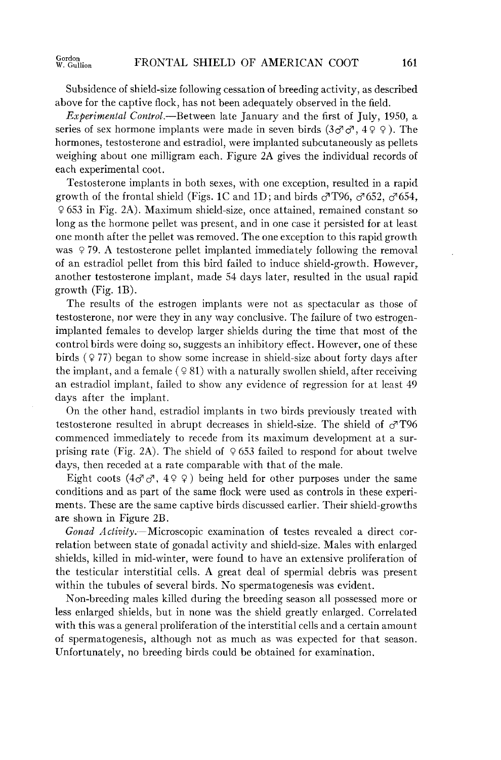Subsidence of shield-size following cessation of breeding activity, as described above for the captive flock, has not been adequately observed in the field.

*Experimental Control*.—Between late January and the first of July, 1950, a series of sex hormone implants were made in seven birds (3♂♂, 4♀♀). The hormones, testosterone and estradiol, were implanted subcutaneously as pellets weighing about one milligram each. Figure 2A gives the individual records of each experimental coot.

Testosterone implants in both sexes, with one exception, resulted in a rapid growth of the frontal shield (Figs. 1C and 1D; and birds ♂T96, ♂652, ♂654, ♀653 in Fig. 2A). Maximum shield-size, once attained, remained constant so long as the hormone pellet was present, and in one case it persisted for at least one month after the pellet was removed. The one exception to this rapid growth was ♀79. A testosterone pellet implanted immediately following the removal of an estradiol pellet from this bird failed to induce shield-growth. However, another testosterone implant, made 54 days later, resulted in the usual rapid growth (Fig. 1B).

The results of the estrogen implants were not as spectacular as those of testosterone, nor were they in any way conclusive. The failure of two estrogen-implanted females to develop larger shields during the time that most of the control birds were doing so, suggests an inhibitory effect. However, one of these birds (♀77) began to show some increase in shield-size about forty days after the implant, and a female (♀81) with a naturally swollen shield, after receiving an estradiol implant, failed to show any evidence of regression for at least 49 days after the implant.

On the other hand, estradiol implants in two birds previously treated with testosterone resulted in abrupt decreases in shield-size. The shield of ♂T96 commenced immediately to recede from its maximum development at a surprising rate (Fig. 2A). The shield of ♀653 failed to respond for about twelve days, then receded at a rate comparable with that of the male.

Eight coots (4♂♂, 4♀♀) being held for other purposes under the same conditions and as part of the same flock were used as controls in these experiments. These are the same captive birds discussed earlier. Their shield-growths are shown in Figure 2B.

*Gonad Activity*.—Microscopic examination of testes revealed a direct correlation between state of gonadal activity and shield-size. Males with enlarged shields, killed in mid-winter, were found to have an extensive proliferation of the testicular interstitial cells. A great deal of spermial debris was present within the tubules of several birds. No spermatogenesis was evident.

Non-breeding males killed during the breeding season all possessed more or less enlarged shields, but in none was the shield greatly enlarged. Correlated with this was a general proliferation of the interstitial cells and a certain amount of spermatogenesis, although not as much as was expected for that season. Unfortunately, no breeding birds could be obtained for examination.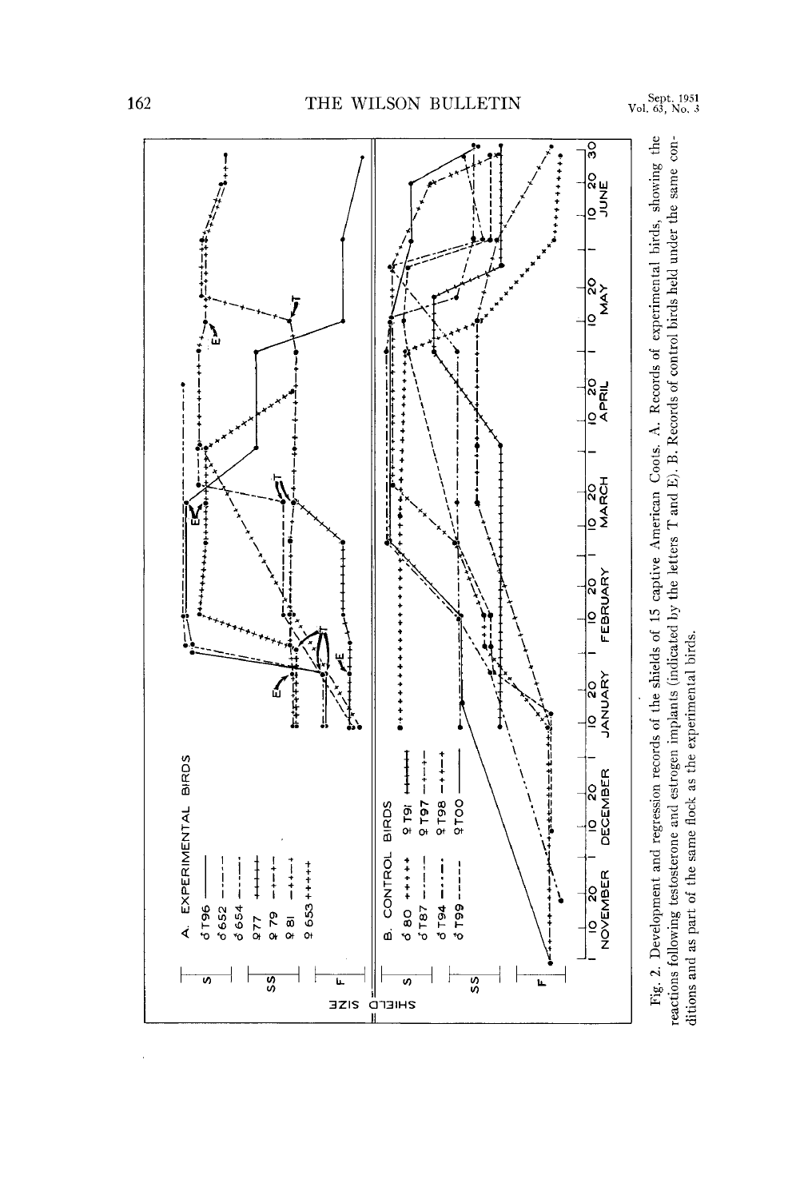Fig. 2. Development and regression records of the shields of 15 captive American Coots. A. Records of experimental birds, showing the reactions following testosterone and estrogen implants (indicated by the letters T and E). B. Records of control birds held under the same conditions and as part of the same flock as the experimental birds.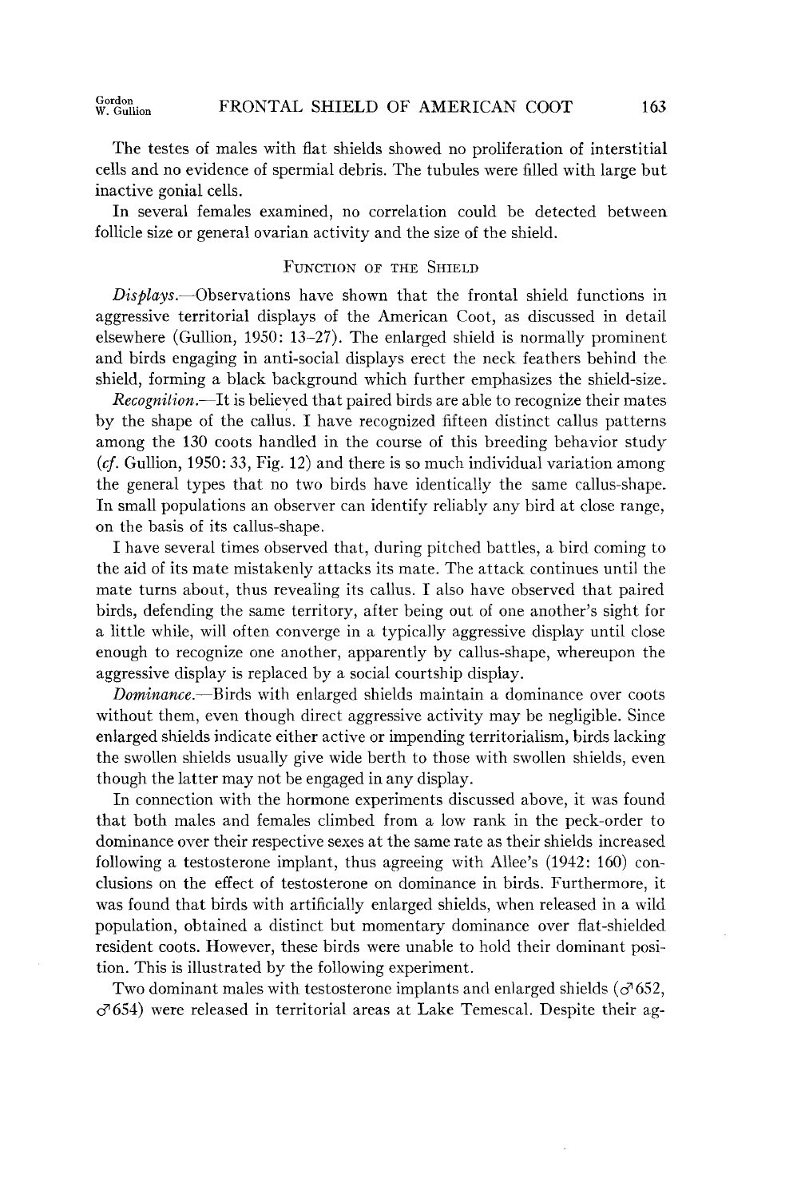The testes of males with flat shields showed no proliferation of interstitial cells and no evidence of spermial debris. The tubules were filled with large but inactive gonial cells.

In several females examined, no correlation could be detected between follicle size or general ovarian activity and the size of the shield.

## Function of the Shield

*Displays.*—Observations have shown that the frontal shield functions in aggressive territorial displays of the American Coot, as discussed in detail elsewhere (Gullion, 1950: 13–27). The enlarged shield is normally prominent and birds engaging in anti-social displays erect the neck feathers behind the shield, forming a black background which further emphasizes the shield-size.

*Recognition.*—It is believed that paired birds are able to recognize their mates by the shape of the callus. I have recognized fifteen distinct callus patterns among the 130 coots handled in the course of this breeding behavior study (*cf.* Gullion, 1950: 33, Fig. 12) and there is so much individual variation among the general types that no two birds have identically the same callus-shape. In small populations an observer can identify reliably any bird at close range, on the basis of its callus-shape.

I have several times observed that, during pitched battles, a bird coming to the aid of its mate mistakenly attacks its mate. The attack continues until the mate turns about, thus revealing its callus. I also have observed that paired birds, defending the same territory, after being out of one another's sight for a little while, will often converge in a typically aggressive display until close enough to recognize one another, apparently by callus-shape, whereupon the aggressive display is replaced by a social courtship display.

*Dominance.*—Birds with enlarged shields maintain a dominance over coots without them, even though direct aggressive activity may be negligible. Since enlarged shields indicate either active or impending territorialism, birds lacking the swollen shields usually give wide berth to those with swollen shields, even though the latter may not be engaged in any display.

In connection with the hormone experiments discussed above, it was found that both males and females climbed from a low rank in the peck-order to dominance over their respective sexes at the same rate as their shields increased following a testosterone implant, thus agreeing with Allee's (1942: 160) conclusions on the effect of testosterone on dominance in birds. Furthermore, it was found that birds with artificially enlarged shields, when released in a wild population, obtained a distinct but momentary dominance over flat-shielded resident coots. However, these birds were unable to hold their dominant position. This is illustrated by the following experiment.

Two dominant males with testosterone implants and enlarged shields (♂652, ♂654) were released in territorial areas at Lake Temescal. Despite their ag-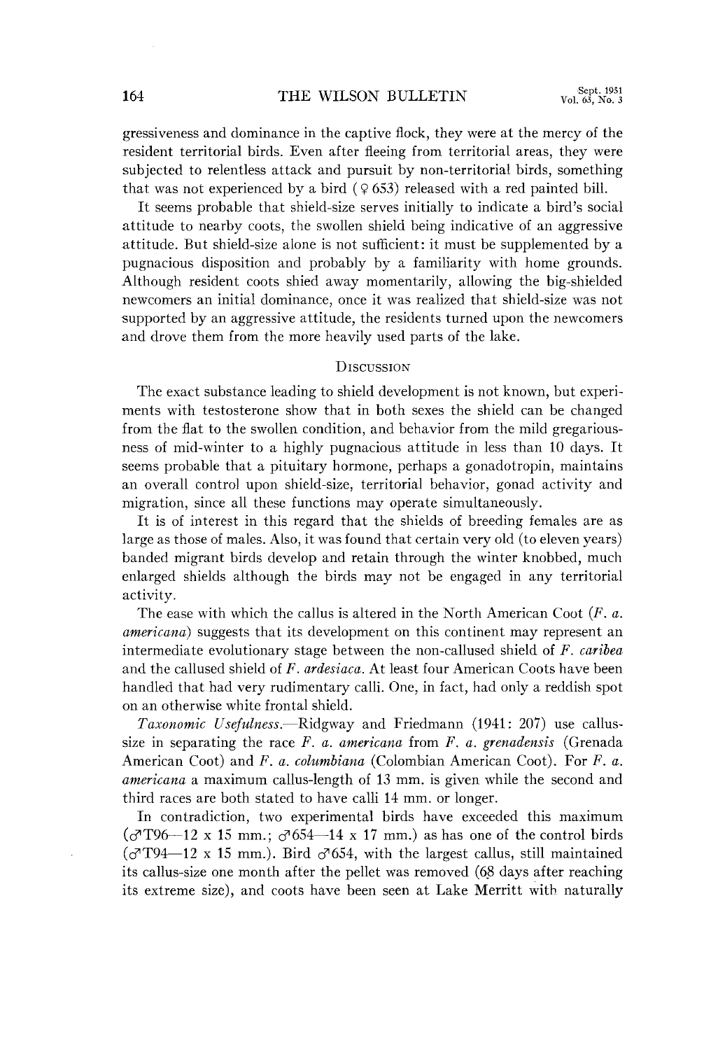gressiveness and dominance in the captive flock, they were at the mercy of the resident territorial birds. Even after fleeing from territorial areas, they were subjected to relentless attack and pursuit by non-territorial birds, something that was not experienced by a bird (♀ 653) released with a red painted bill.

It seems probable that shield-size serves initially to indicate a bird's social attitude to nearby coots, the swollen shield being indicative of an aggressive attitude. But shield-size alone is not sufficient: it must be supplemented by a pugnacious disposition and probably by a familiarity with home grounds. Although resident coots shied away momentarily, allowing the big-shielded newcomers an initial dominance, once it was realized that shield-size was not supported by an aggressive attitude, the residents turned upon the newcomers and drove them from the more heavily used parts of the lake.

## Discussion

The exact substance leading to shield development is not known, but experiments with testosterone show that in both sexes the shield can be changed from the flat to the swollen condition, and behavior from the mild gregariousness of mid-winter to a highly pugnacious attitude in less than 10 days. It seems probable that a pituitary hormone, perhaps a gonadotropin, maintains an overall control upon shield-size, territorial behavior, gonad activity and migration, since all these functions may operate simultaneously.

It is of interest in this regard that the shields of breeding females are as large as those of males. Also, it was found that certain very old (to eleven years) banded migrant birds develop and retain through the winter knobbed, much enlarged shields although the birds may not be engaged in any territorial activity.

The ease with which the callus is altered in the North American Coot (*F. a. americana*) suggests that its development on this continent may represent an intermediate evolutionary stage between the non-callused shield of *F. caribea* and the callused shield of *F. ardesiaca*. At least four American Coots have been handled that had very rudimentary calli. One, in fact, had only a reddish spot on an otherwise white frontal shield.

*Taxonomic Usefulness.*—Ridgway and Friedmann (1941: 207) use callus-size in separating the race *F. a. americana* from *F. a. grenadensis* (Grenada American Coot) and *F. a. columbiana* (Colombian American Coot). For *F. a. americana* a maximum callus-length of 13 mm. is given while the second and third races are both stated to have calli 14 mm. or longer.

In contradiction, two experimental birds have exceeded this maximum (♂T96—12 x 15 mm.; ♂654—14 x 17 mm.) as has one of the control birds (♂T94—12 x 15 mm.). Bird ♂654, with the largest callus, still maintained its callus-size one month after the pellet was removed (68 days after reaching its extreme size), and coots have been seen at Lake Merritt with naturally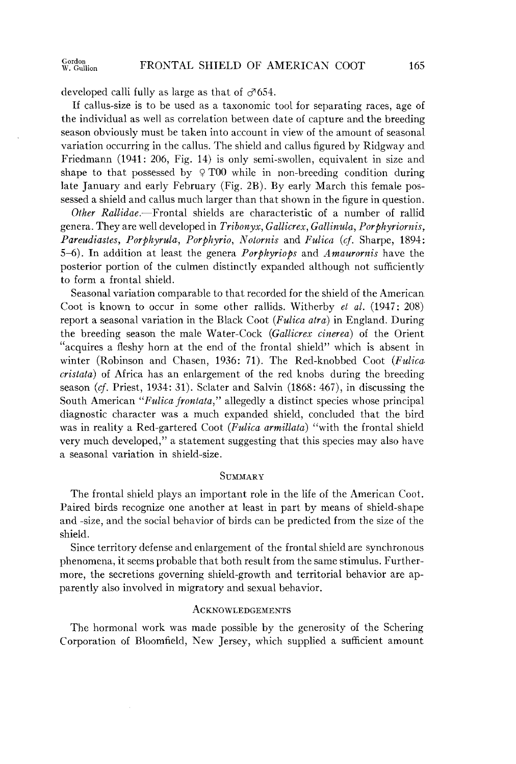developed calli fully as large as that of ♂654.

If callus-size is to be used as a taxonomic tool for separating races, age of the individual as well as correlation between date of capture and the breeding season obviously must be taken into account in view of the amount of seasonal variation occurring in the callus. The shield and callus figured by Ridgway and Friedmann (1941: 206, Fig. 14) is only semi-swollen, equivalent in size and shape to that possessed by ♀T00 while in non-breeding condition during late January and early February (Fig. 2B). By early March this female possessed a shield and callus much larger than that shown in the figure in question.

*Other Rallidae.*—Frontal shields are characteristic of a number of rallid genera. They are well developed in *Tribonyx, Gallicrex, Gallinula, Porphyriornis, Pareudiastes, Porphyrula, Porphyrio, Notornis* and *Fulica* (*cf.* Sharpe, 1894: 5–6). In addition at least the genera *Porphyriops* and *Amaurornis* have the posterior portion of the culmen distinctly expanded although not sufficiently to form a frontal shield.

Seasonal variation comparable to that recorded for the shield of the American Coot is known to occur in some other rallids. Witherby *et al.* (1947: 208) report a seasonal variation in the Black Coot (*Fulica atra*) in England. During the breeding season the male Water-Cock (*Gallicrex cinerea*) of the Orient "acquires a fleshy horn at the end of the frontal shield" which is absent in winter (Robinson and Chasen, 1936: 71). The Red-knobbed Coot (*Fulica cristata*) of Africa has an enlargement of the red knobs during the breeding season (*cf.* Priest, 1934: 31). Sclater and Salvin (1868: 467), in discussing the South American "*Fulica frontata*," allegedly a distinct species whose principal diagnostic character was a much expanded shield, concluded that the bird was in reality a Red-gartered Coot (*Fulica armillata*) "with the frontal shield very much developed," a statement suggesting that this species may also have a seasonal variation in shield-size.

## Summary

The frontal shield plays an important role in the life of the American Coot. Paired birds recognize one another at least in part by means of shield-shape and -size, and the social behavior of birds can be predicted from the size of the shield.

Since territory defense and enlargement of the frontal shield are synchronous phenomena, it seems probable that both result from the same stimulus. Furthermore, the secretions governing shield-growth and territorial behavior are apparently also involved in migratory and sexual behavior.

## Acknowledgements

The hormonal work was made possible by the generosity of the Schering Corporation of Bloomfield, New Jersey, which supplied a sufficient amount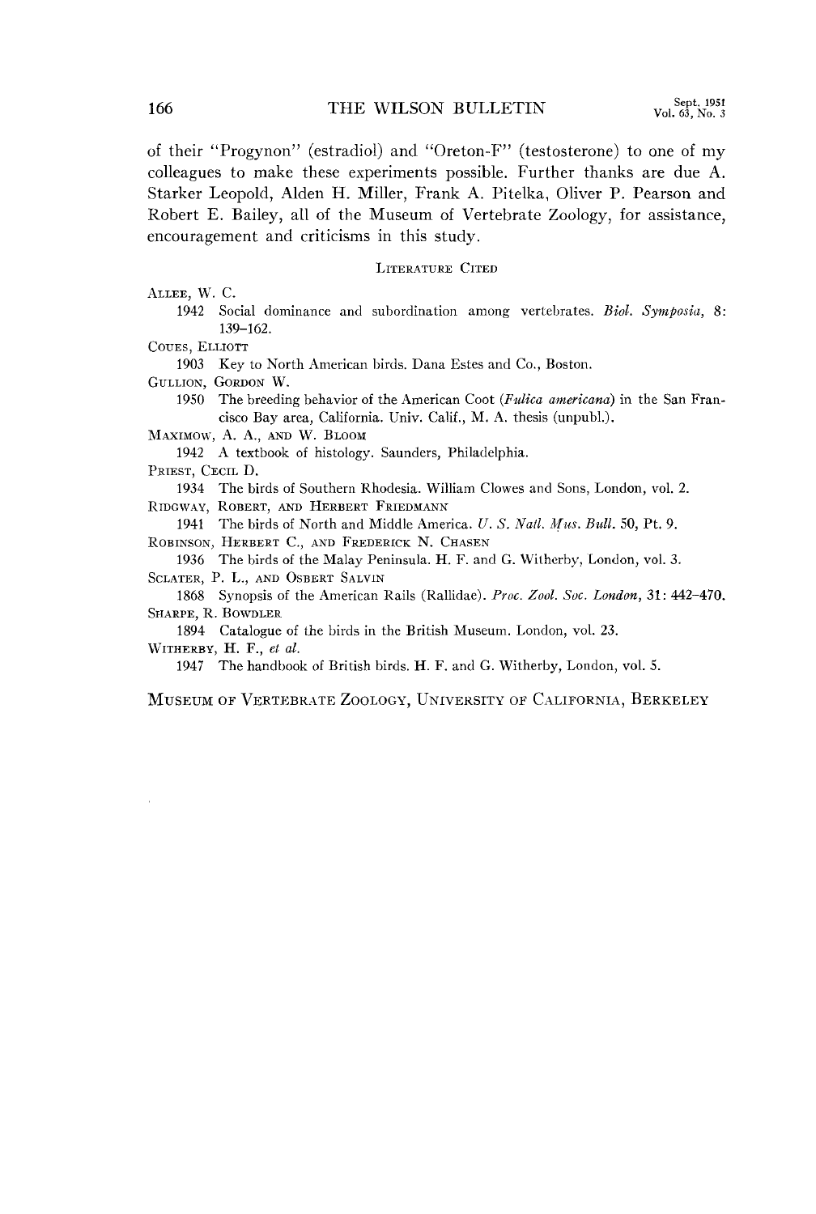of their "Progynon" (estradiol) and "Oreton-F" (testosterone) to one of my colleagues to make these experiments possible. Further thanks are due A. Starker Leopold, Alden H. Miller, Frank A. Pitelka, Oliver P. Pearson and Robert E. Bailey, all of the Museum of Vertebrate Zoology, for assistance, encouragement and criticisms in this study.

## Literature Cited

Allee, W. C.
1942 Social dominance and subordination among vertebrates. *Biol. Symposia*, 8: 139–162.

Coues, Elliott
1903 Key to North American birds. Dana Estes and Co., Boston.

Gullion, Gordon W.
1950 The breeding behavior of the American Coot (*Fulica americana*) in the San Francisco Bay area, California. Univ. Calif., M. A. thesis (unpubl.).

Maximow, A. A., and W. Bloom
1942 A textbook of histology. Saunders, Philadelphia.

Priest, Cecil D.
1934 The birds of Southern Rhodesia. William Clowes and Sons, London, vol. 2.

Ridgway, Robert, and Herbert Friedmann
1941 The birds of North and Middle America. *U. S. Natl. Mus. Bull.* 50, Pt. 9.

Robinson, Herbert C., and Frederick N. Chasen
1936 The birds of the Malay Peninsula. H. F. and G. Witherby, London, vol. 3.

Sclater, P. L., and Osbert Salvin
1868 Synopsis of the American Rails (Rallidae). *Proc. Zool. Soc. London*, 31: 442–470.

Sharpe, R. Bowdler
1894 Catalogue of the birds in the British Museum. London, vol. 23.

Witherby, H. F., *et al.*
1947 The handbook of British birds. H. F. and G. Witherby, London, vol. 5.

Museum of Vertebrate Zoology, University of California, Berkeley